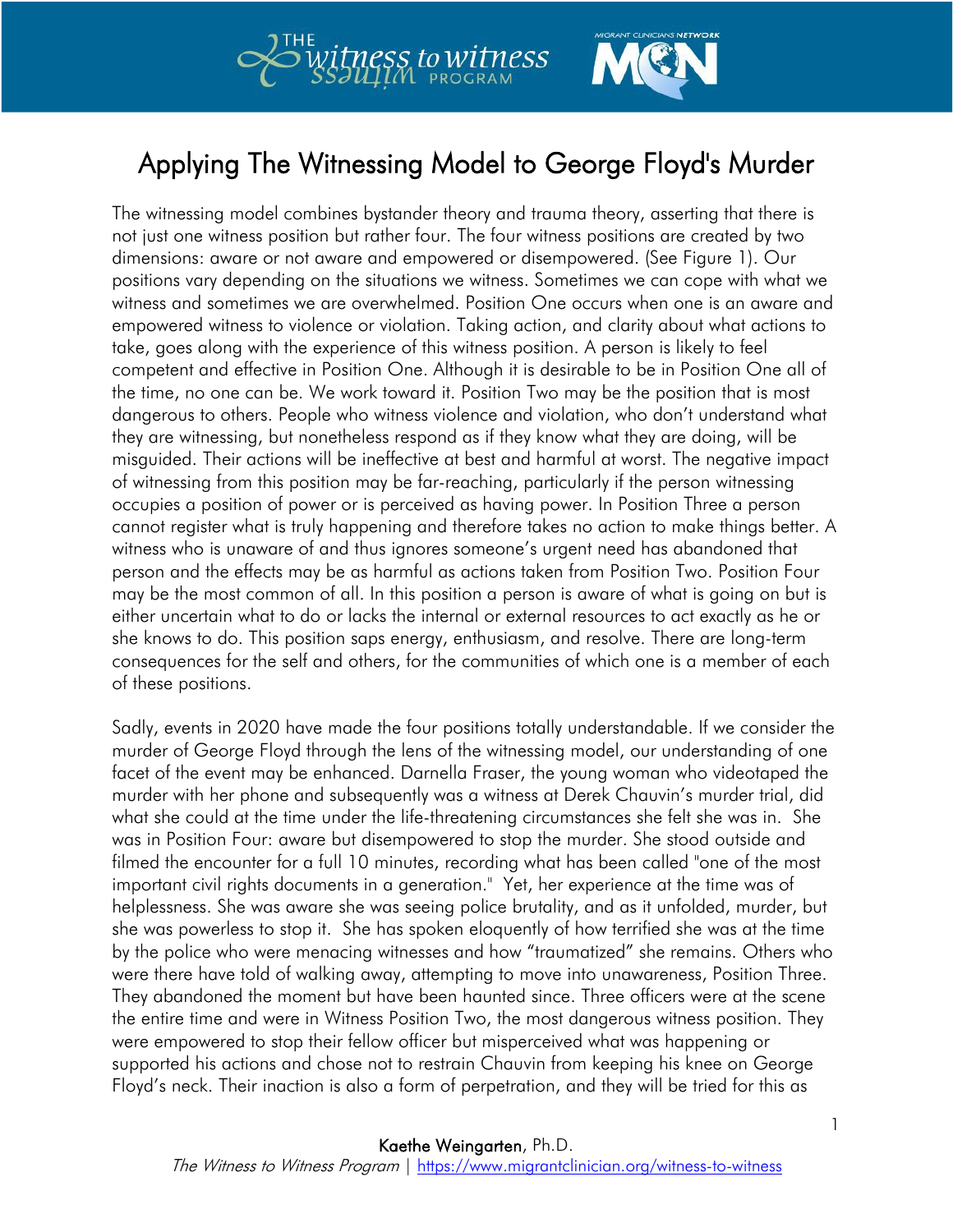# Applying The Witnessing Model to George Floyd's Murder

The witnessing model combines bystander theory and trauma theory, asserting that there is not just one witness position but rather four. The four witness positions are created by two dimensions: aware or not aware and empowered or disempowered. (See Figure 1). Our positions vary depending on the situations we witness. Sometimes we can cope with what we witness and sometimes we are overwhelmed. Position One occurs when one is an aware and empowered witness to violence or violation. Taking action, and clarity about what actions to take, goes along with the experience of this witness position. A person is likely to feel competent and effective in Position One. Although it is desirable to be in Position One all of the time, no one can be. We work toward it. Position Two may be the position that is most dangerous to others. People who witness violence and violation, who don't understand what they are witnessing, but nonetheless respond as if they know what they are doing, will be misguided. Their actions will be ineffective at best and harmful at worst. The negative impact of witnessing from this position may be far-reaching, particularly if the person witnessing occupies a position of power or is perceived as having power. In Position Three a person cannot register what is truly happening and therefore takes no action to make things better. A witness who is unaware of and thus ignores someone's urgent need has abandoned that person and the effects may be as harmful as actions taken from Position Two. Position Four may be the most common of all. In this position a person is aware of what is going on but is either uncertain what to do or lacks the internal or external resources to act exactly as he or she knows to do. This position saps energy, enthusiasm, and resolve. There are long-term consequences for the self and others, for the communities of which one is a member of each of these positions.

Sadly, events in 2020 have made the four positions totally understandable. If we consider the murder of George Floyd through the lens of the witnessing model, our understanding of one facet of the event may be enhanced. Darnella Fraser, the young woman who videotaped the murder with her phone and subsequently was a witness at Derek Chauvin's murder trial, did what she could at the time under the life-threatening circumstances she felt she was in. She was in Position Four: aware but disempowered to stop the murder. She stood outside and filmed the encounter for a full 10 minutes, recording what has been called "one of the most important civil rights documents in a generation." Yet, her experience at the time was of helplessness. She was aware she was seeing police brutality, and as it unfolded, murder, but she was powerless to stop it. She has spoken eloquently of how terrified she was at the time by the police who were menacing witnesses and how "traumatized" she remains. Others who were there have told of walking away, attempting to move into unawareness, Position Three. They abandoned the moment but have been haunted since. Three officers were at the scene the entire time and were in Witness Position Two, the most dangerous witness position. They were empowered to stop their fellow officer but misperceived what was happening or supported his actions and chose not to restrain Chauvin from keeping his knee on George Floyd's neck. Their inaction is also a form of perpetration, and they will be tried for this as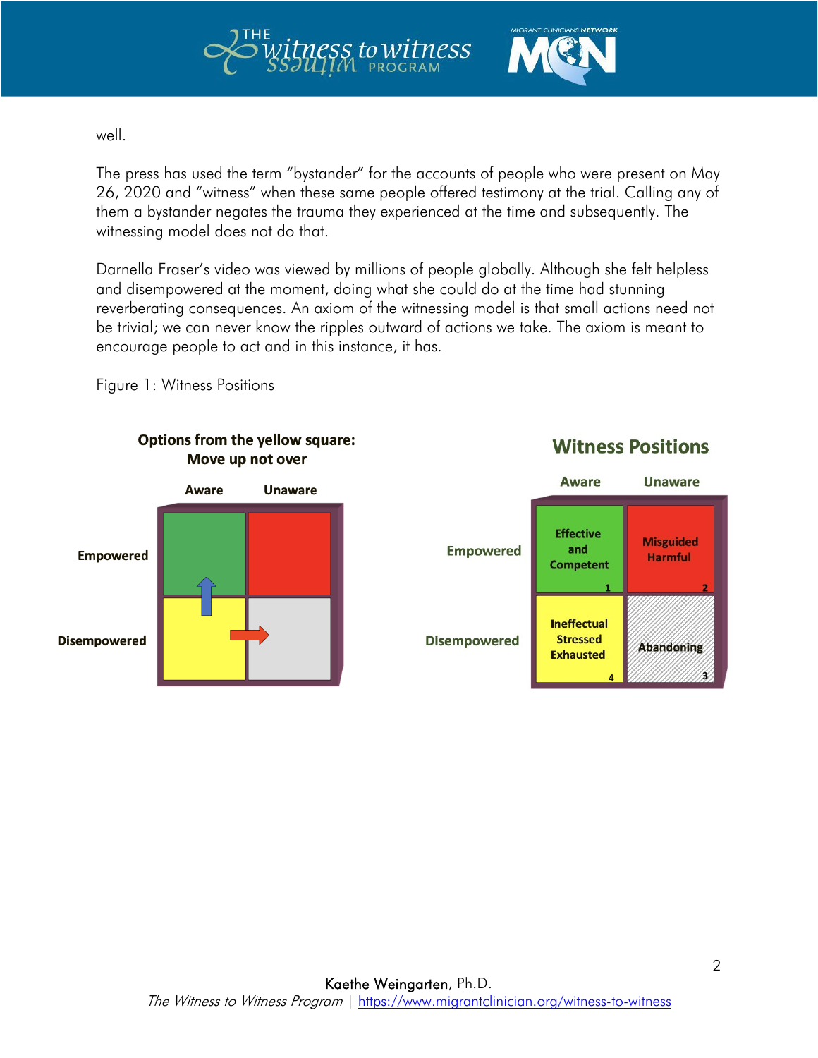well.

The press has used the term "bystander" for the accounts of people who were present on May 26, 2020 and "witness" when these same people offered testimony at the trial. Calling any of them a bystander negates the trauma they experienced at the time and subsequently. The witnessing model does not do that.

Darnella Fraser's video was viewed by millions of people globally. Although she felt helpless and disempowered at the moment, doing what she could do at the time had stunning reverberating consequences. An axiom of the witnessing model is that small actions need not be trivial; we can never know the ripples outward of actions we take. The axiom is meant to encourage people to act and in this instance, it has.

Figure 1: Witness Positions

**Options from the yellow square: Move up not over**

Aware
Unaware
Empowered
Disempowered

**Witness Positions**

Aware
Unaware
Empowered
Disempowered
Effective and Competent 1
Misguided Harmful 2
Abandoning 3
Ineffectual Stressed Exhausted 4

Kaethe Weingarten, Ph.D.
*The Witness to Witness Program* | https://www.migrantclinician.org/witness-to-witness